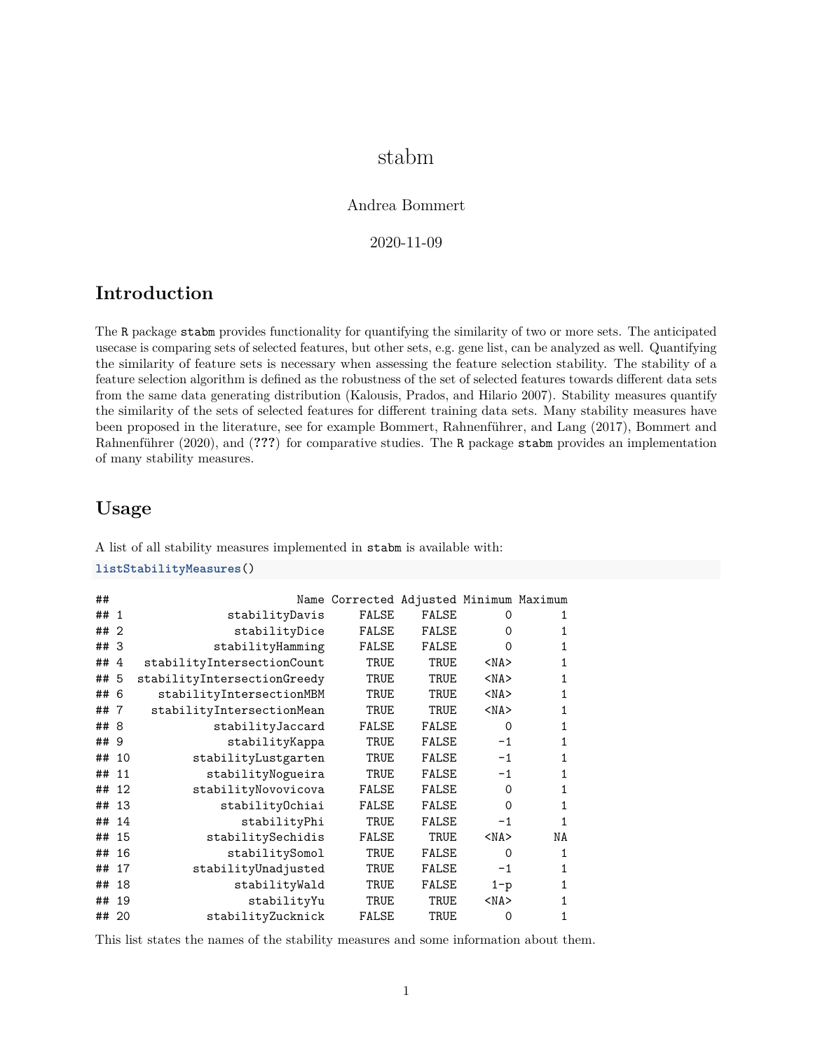# stabm

Andrea Bommert

2020-11-09

## Introduction

The R package `stabm` provides functionality for quantifying the similarity of two or more sets. The anticipated usecase is comparing sets of selected features, but other sets, e.g. gene list, can be analyzed as well. Quantifying the similarity of feature sets is necessary when assessing the feature selection stability. The stability of a feature selection algorithm is defined as the robustness of the set of selected features towards different data sets from the same data generating distribution (Kalousis, Prados, and Hilario 2007). Stability measures quantify the similarity of the sets of selected features for different training data sets. Many stability measures have been proposed in the literature, see for example Bommert, Rahnenführer, and Lang (2017), Bommert and Rahnenführer (2020), and (**???**) for comparative studies. The R package `stabm` provides an implementation of many stability measures.

## Usage

A list of all stability measures implemented in `stabm` is available with:

```
listStabilityMeasures()
```

```
##                           Name Corrected Adjusted Minimum Maximum
## 1               stabilityDavis     FALSE    FALSE       0       1
## 2                stabilityDice     FALSE    FALSE       0       1
## 3             stabilityHamming     FALSE    FALSE       0       1
## 4    stabilityIntersectionCount      TRUE     TRUE    <NA>       1
## 5   stabilityIntersectionGreedy      TRUE     TRUE    <NA>       1
## 6      stabilityIntersectionMBM      TRUE     TRUE    <NA>       1
## 7     stabilityIntersectionMean      TRUE     TRUE    <NA>       1
## 8             stabilityJaccard     FALSE    FALSE       0       1
## 9               stabilityKappa      TRUE    FALSE      -1       1
## 10         stabilityLustgarten      TRUE    FALSE      -1       1
## 11           stabilityNogueira      TRUE    FALSE      -1       1
## 12          stabilityNovovicova     FALSE    FALSE       0       1
## 13             stabilityOchiai     FALSE    FALSE       0       1
## 14                stabilityPhi      TRUE    FALSE      -1       1
## 15           stabilitySechidis     FALSE     TRUE    <NA>      NA
## 16              stabilitySomol      TRUE    FALSE       0       1
## 17         stabilityUnadjusted      TRUE    FALSE      -1       1
## 18               stabilityWald      TRUE    FALSE     1-p       1
## 19                 stabilityYu      TRUE     TRUE    <NA>       1
## 20           stabilityZucknick     FALSE     TRUE       0       1
```

This list states the names of the stability measures and some information about them.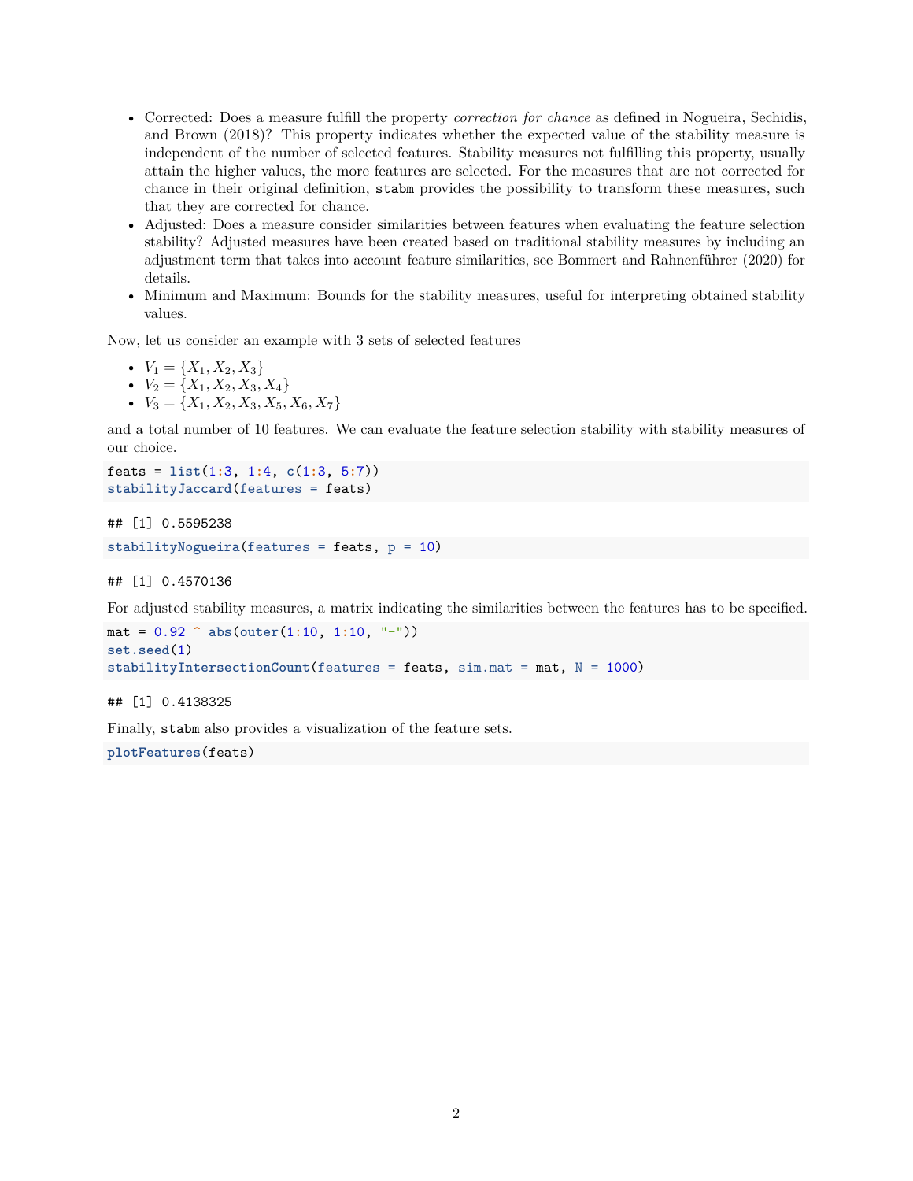- Corrected: Does a measure fulfill the property *correction for chance* as defined in Nogueira, Sechidis, and Brown (2018)? This property indicates whether the expected value of the stability measure is independent of the number of selected features. Stability measures not fulfilling this property, usually attain the higher values, the more features are selected. For the measures that are not corrected for chance in their original definition, `stabm` provides the possibility to transform these measures, such that they are corrected for chance.
- Adjusted: Does a measure consider similarities between features when evaluating the feature selection stability? Adjusted measures have been created based on traditional stability measures by including an adjustment term that takes into account feature similarities, see Bommert and Rahnenführer (2020) for details.
- Minimum and Maximum: Bounds for the stability measures, useful for interpreting obtained stability values.

Now, let us consider an example with 3 sets of selected features

- $V_1 = \{X_1, X_2, X_3\}$
- $V_2 = \{X_1, X_2, X_3, X_4\}$
- $V_3 = \{X_1, X_2, X_3, X_5, X_6, X_7\}$

and a total number of 10 features. We can evaluate the feature selection stability with stability measures of our choice.

```
feats = list(1:3, 1:4, c(1:3, 5:7))
stabilityJaccard(features = feats)
```

```
## [1] 0.5595238
```

```
stabilityNogueira(features = feats, p = 10)
```

```
## [1] 0.4570136
```

For adjusted stability measures, a matrix indicating the similarities between the features has to be specified.

```
mat = 0.92 ^ abs(outer(1:10, 1:10, "-"))
set.seed(1)
stabilityIntersectionCount(features = feats, sim.mat = mat, N = 1000)
```

```
## [1] 0.4138325
```

Finally, `stabm` also provides a visualization of the feature sets.

```
plotFeatures(feats)
```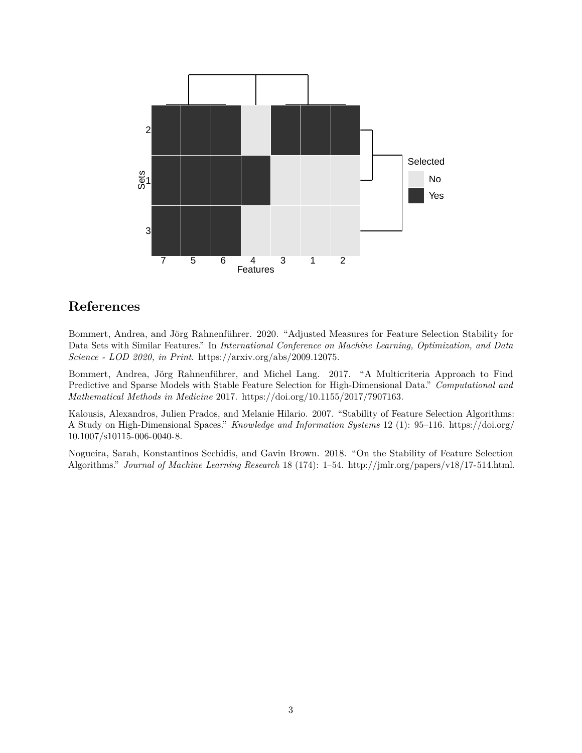Selected

No

Yes

Sets

2

1

3

7 5 6 4 3 1 2

Features

## References

Bommert, Andrea, and Jörg Rahnenführer. 2020. "Adjusted Measures for Feature Selection Stability for Data Sets with Similar Features." In *International Conference on Machine Learning, Optimization, and Data Science - LOD 2020, in Print*. https://arxiv.org/abs/2009.12075.

Bommert, Andrea, Jörg Rahnenführer, and Michel Lang. 2017. "A Multicriteria Approach to Find Predictive and Sparse Models with Stable Feature Selection for High-Dimensional Data." *Computational and Mathematical Methods in Medicine* 2017. https://doi.org/10.1155/2017/7907163.

Kalousis, Alexandros, Julien Prados, and Melanie Hilario. 2007. "Stability of Feature Selection Algorithms: A Study on High-Dimensional Spaces." *Knowledge and Information Systems* 12 (1): 95–116. https://doi.org/10.1007/s10115-006-0040-8.

Nogueira, Sarah, Konstantinos Sechidis, and Gavin Brown. 2018. "On the Stability of Feature Selection Algorithms." *Journal of Machine Learning Research* 18 (174): 1–54. http://jmlr.org/papers/v18/17-514.html.